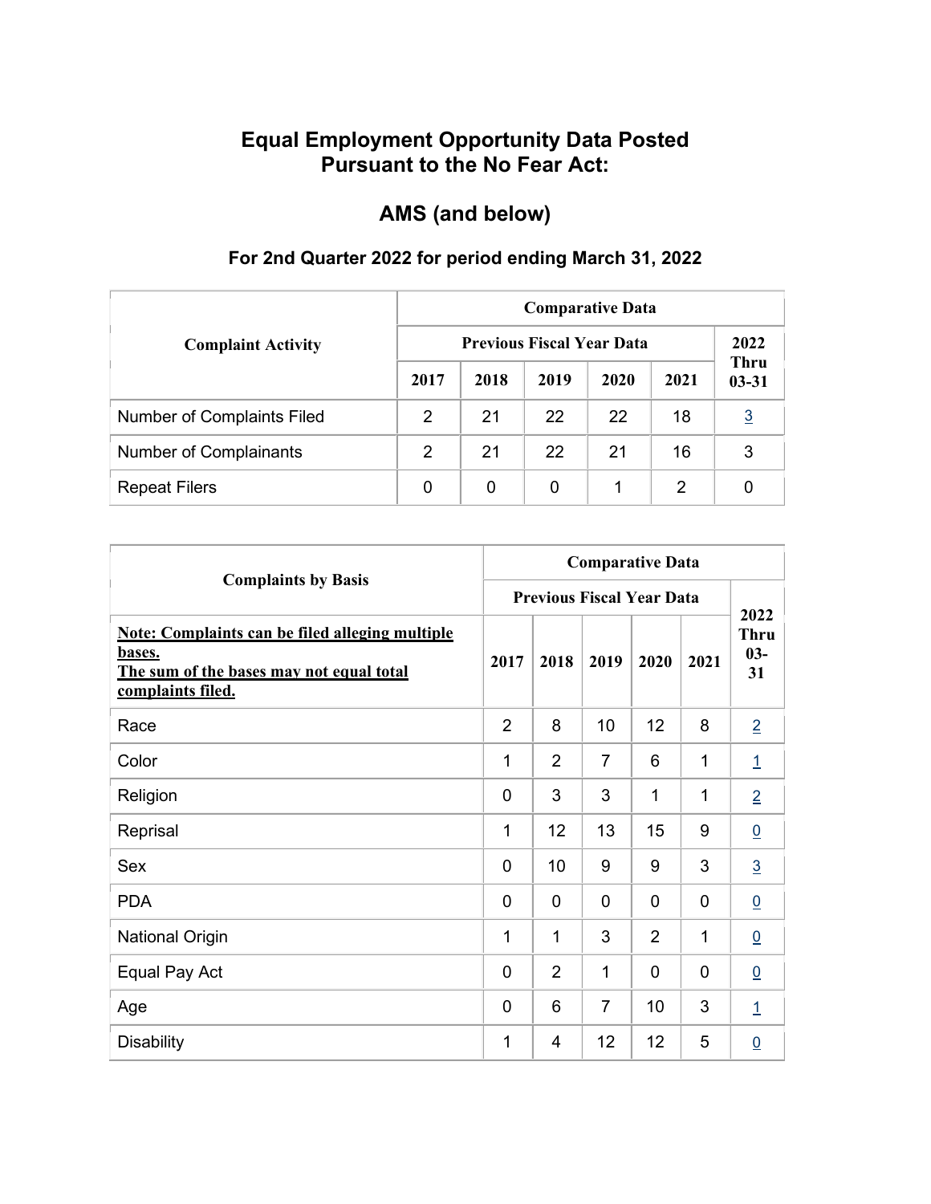# Equal Employment Opportunity Data Posted Pursuant to the No Fear Act:

## AMS (and below)

### For 2nd Quarter 2022 for period ending March 31, 2022

| Complaint Activity | Comparative Data | | | | | |
|---|---|---|---|---|---|---|
| | Previous Fiscal Year Data | | | | | 2022 Thru 03-31 |
| | 2017 | 2018 | 2019 | 2020 | 2021 | |
| Number of Complaints Filed | 2 | 21 | 22 | 22 | 18 | 3 |
| Number of Complainants | 2 | 21 | 22 | 21 | 16 | 3 |
| Repeat Filers | 0 | 0 | 0 | 1 | 2 | 0 |

| Complaints by Basis | Comparative Data | | | | | |
|---|---|---|---|---|---|---|
| | Previous Fiscal Year Data | | | | | 2022 Thru 03-31 |
| **Note: Complaints can be filed alleging multiple bases. The sum of the bases may not equal total complaints filed.** | 2017 | 2018 | 2019 | 2020 | 2021 | |
| Race | 2 | 8 | 10 | 12 | 8 | 2 |
| Color | 1 | 2 | 7 | 6 | 1 | 1 |
| Religion | 0 | 3 | 3 | 1 | 1 | 2 |
| Reprisal | 1 | 12 | 13 | 15 | 9 | 0 |
| Sex | 0 | 10 | 9 | 9 | 3 | 3 |
| PDA | 0 | 0 | 0 | 0 | 0 | 0 |
| National Origin | 1 | 1 | 3 | 2 | 1 | 0 |
| Equal Pay Act | 0 | 2 | 1 | 0 | 0 | 0 |
| Age | 0 | 6 | 7 | 10 | 3 | 1 |
| Disability | 1 | 4 | 12 | 12 | 5 | 0 |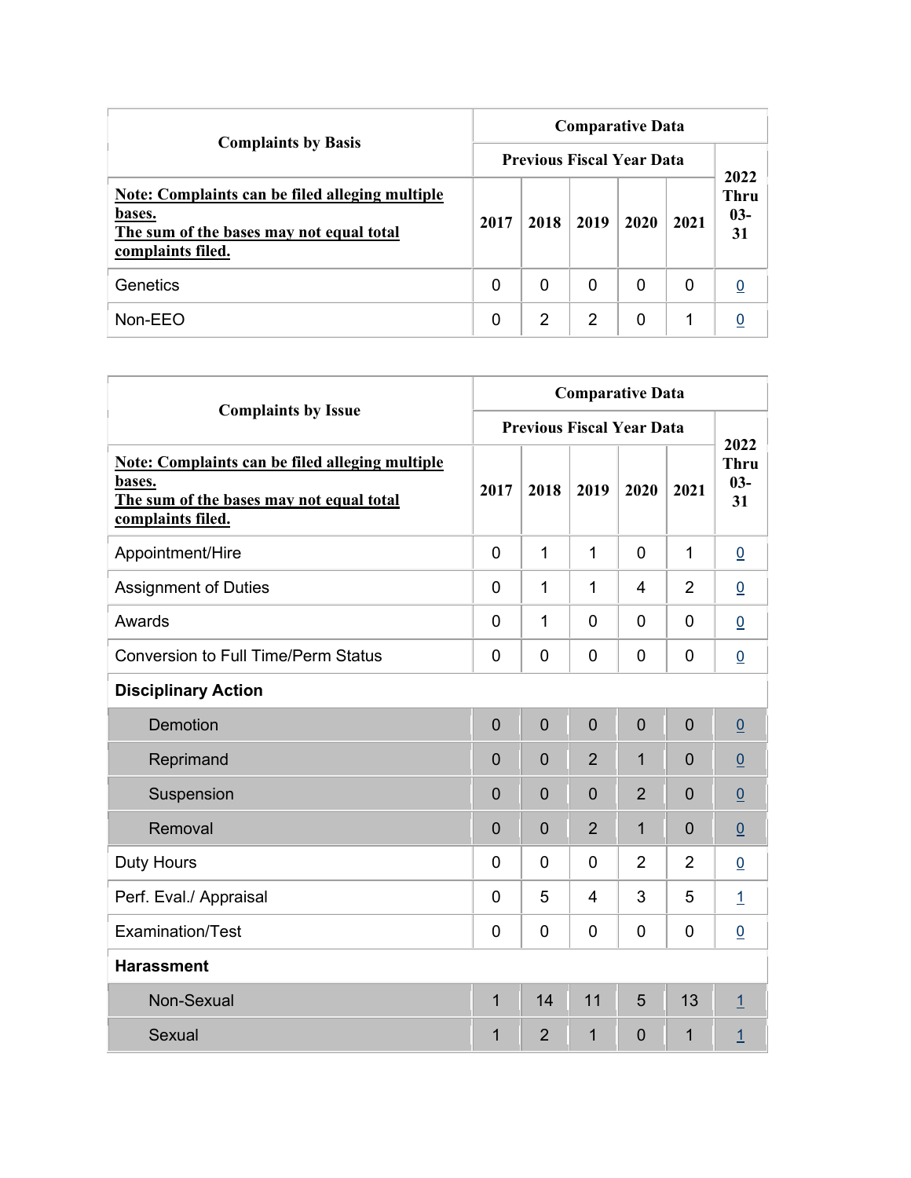| Complaints by Basis | Comparative Data | | | | | |
|---|---|---|---|---|---|---|
| | Previous Fiscal Year Data | | | | | 2022 Thru 03-31 |
| **Note: Complaints can be filed alleging multiple bases. The sum of the bases may not equal total complaints filed.** | 2017 | 2018 | 2019 | 2020 | 2021 | |
| Genetics | 0 | 0 | 0 | 0 | 0 | 0 |
| Non-EEO | 0 | 2 | 2 | 0 | 1 | 0 |

| Complaints by Issue | Comparative Data | | | | | |
|---|---|---|---|---|---|---|
| | Previous Fiscal Year Data | | | | | 2022 Thru 03-31 |
| **Note: Complaints can be filed alleging multiple bases. The sum of the bases may not equal total complaints filed.** | 2017 | 2018 | 2019 | 2020 | 2021 | |
| Appointment/Hire | 0 | 1 | 1 | 0 | 1 | 0 |
| Assignment of Duties | 0 | 1 | 1 | 4 | 2 | 0 |
| Awards | 0 | 1 | 0 | 0 | 0 | 0 |
| Conversion to Full Time/Perm Status | 0 | 0 | 0 | 0 | 0 | 0 |
| **Disciplinary Action** | | | | | | |
| Demotion | 0 | 0 | 0 | 0 | 0 | 0 |
| Reprimand | 0 | 0 | 2 | 1 | 0 | 0 |
| Suspension | 0 | 0 | 0 | 2 | 0 | 0 |
| Removal | 0 | 0 | 2 | 1 | 0 | 0 |
| Duty Hours | 0 | 0 | 0 | 2 | 2 | 0 |
| Perf. Eval./ Appraisal | 0 | 5 | 4 | 3 | 5 | 1 |
| Examination/Test | 0 | 0 | 0 | 0 | 0 | 0 |
| **Harassment** | | | | | | |
| Non-Sexual | 1 | 14 | 11 | 5 | 13 | 1 |
| Sexual | 1 | 2 | 1 | 0 | 1 | 1 |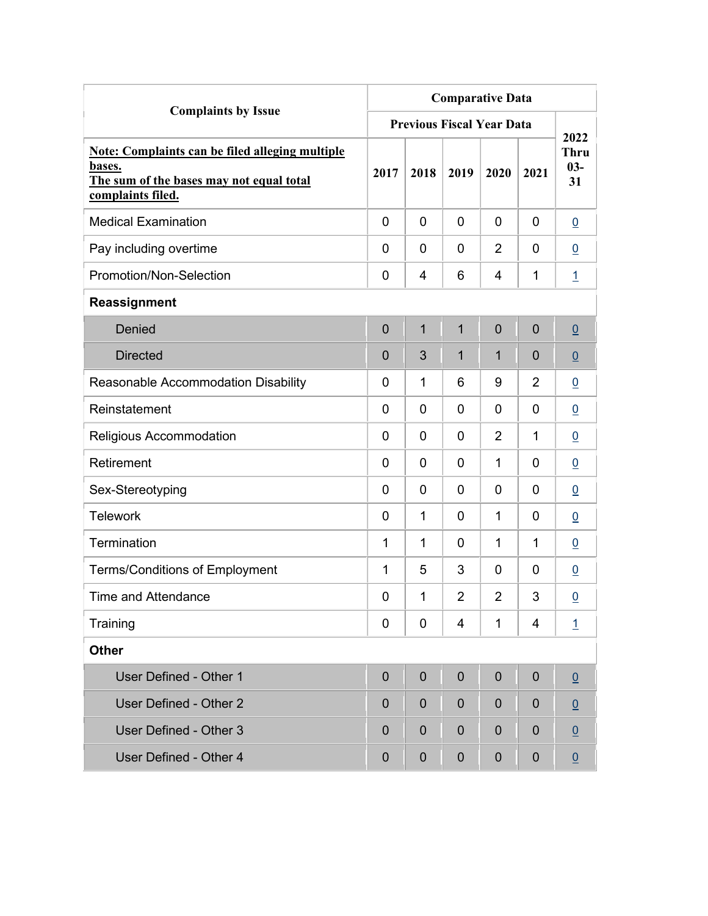| Complaints by Issue | Comparative Data | | | | | |
|---|---|---|---|---|---|---|
| | Previous Fiscal Year Data | | | | | 2022 Thru 03-31 |
| **Note: Complaints can be filed alleging multiple bases. The sum of the bases may not equal total complaints filed.** | 2017 | 2018 | 2019 | 2020 | 2021 | |
| Medical Examination | 0 | 0 | 0 | 0 | 0 | 0 |
| Pay including overtime | 0 | 0 | 0 | 2 | 0 | 0 |
| Promotion/Non-Selection | 0 | 4 | 6 | 4 | 1 | 1 |
| **Reassignment** | | | | | | |
| Denied | 0 | 1 | 1 | 0 | 0 | 0 |
| Directed | 0 | 3 | 1 | 1 | 0 | 0 |
| Reasonable Accommodation Disability | 0 | 1 | 6 | 9 | 2 | 0 |
| Reinstatement | 0 | 0 | 0 | 0 | 0 | 0 |
| Religious Accommodation | 0 | 0 | 0 | 2 | 1 | 0 |
| Retirement | 0 | 0 | 0 | 1 | 0 | 0 |
| Sex-Stereotyping | 0 | 0 | 0 | 0 | 0 | 0 |
| Telework | 0 | 1 | 0 | 1 | 0 | 0 |
| Termination | 1 | 1 | 0 | 1 | 1 | 0 |
| Terms/Conditions of Employment | 1 | 5 | 3 | 0 | 0 | 0 |
| Time and Attendance | 0 | 1 | 2 | 2 | 3 | 0 |
| Training | 0 | 0 | 4 | 1 | 4 | 1 |
| **Other** | | | | | | |
| User Defined - Other 1 | 0 | 0 | 0 | 0 | 0 | 0 |
| User Defined - Other 2 | 0 | 0 | 0 | 0 | 0 | 0 |
| User Defined - Other 3 | 0 | 0 | 0 | 0 | 0 | 0 |
| User Defined - Other 4 | 0 | 0 | 0 | 0 | 0 | 0 |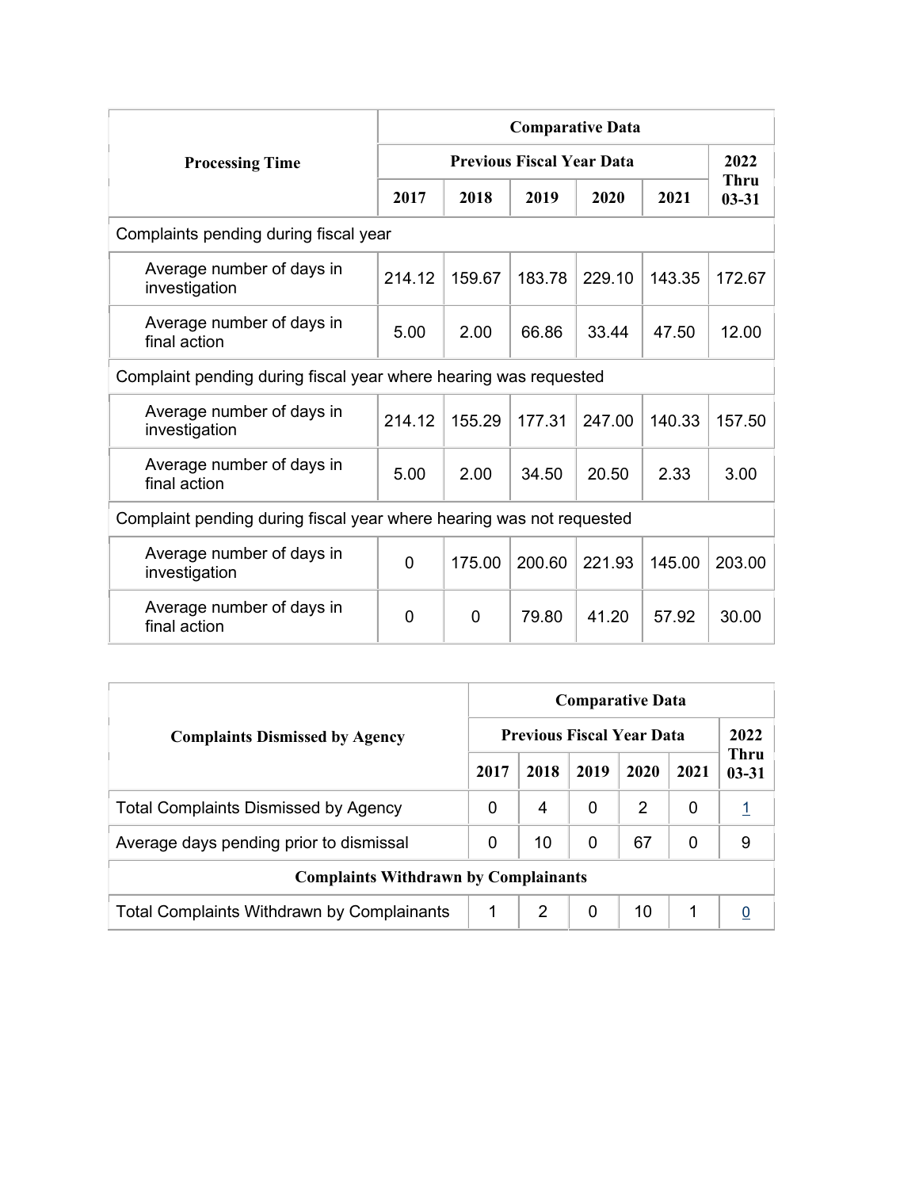| Processing Time | Comparative Data | | | | | |
|---|---|---|---|---|---|---|
| | Previous Fiscal Year Data | | | | | 2022 Thru 03-31 |
| | 2017 | 2018 | 2019 | 2020 | 2021 | |
| Complaints pending during fiscal year | | | | | | |
| Average number of days in investigation | 214.12 | 159.67 | 183.78 | 229.10 | 143.35 | 172.67 |
| Average number of days in final action | 5.00 | 2.00 | 66.86 | 33.44 | 47.50 | 12.00 |
| Complaint pending during fiscal year where hearing was requested | | | | | | |
| Average number of days in investigation | 214.12 | 155.29 | 177.31 | 247.00 | 140.33 | 157.50 |
| Average number of days in final action | 5.00 | 2.00 | 34.50 | 20.50 | 2.33 | 3.00 |
| Complaint pending during fiscal year where hearing was not requested | | | | | | |
| Average number of days in investigation | 0 | 175.00 | 200.60 | 221.93 | 145.00 | 203.00 |
| Average number of days in final action | 0 | 0 | 79.80 | 41.20 | 57.92 | 30.00 |

| Complaints Dismissed by Agency | Comparative Data | | | | | |
|---|---|---|---|---|---|---|
| | Previous Fiscal Year Data | | | | | 2022 Thru 03-31 |
| | 2017 | 2018 | 2019 | 2020 | 2021 | |
| Total Complaints Dismissed by Agency | 0 | 4 | 0 | 2 | 0 | 1 |
| Average days pending prior to dismissal | 0 | 10 | 0 | 67 | 0 | 9 |
| **Complaints Withdrawn by Complainants** | | | | | | |
| Total Complaints Withdrawn by Complainants | 1 | 2 | 0 | 10 | 1 | 0 |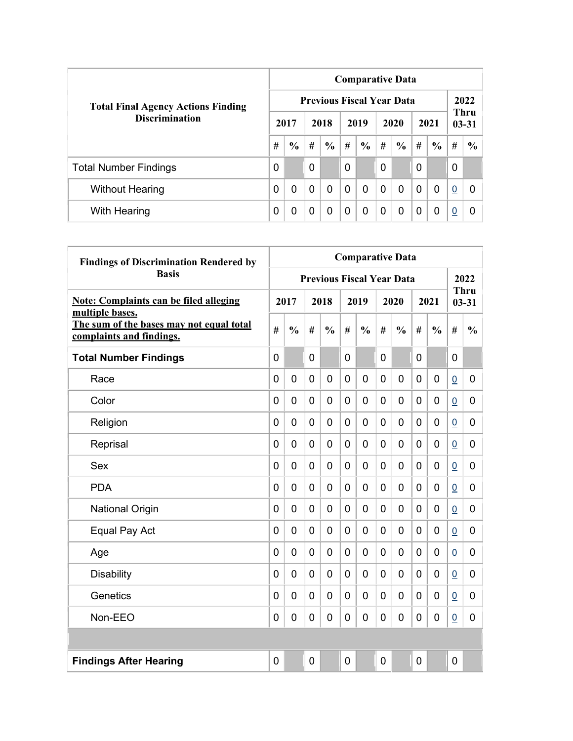| Total Final Agency Actions Finding Discrimination | Comparative Data | | | | | | | | | | | |
|---|---|---|---|---|---|---|---|---|---|---|---|---|
| | Previous Fiscal Year Data | | | | | | | | | | 2022 Thru 03-31 | |
| | 2017 | | 2018 | | 2019 | | 2020 | | 2021 | | | |
| | # | % | # | % | # | % | # | % | # | % | # | % |
| Total Number Findings | 0 | | 0 | | 0 | | 0 | | 0 | | 0 | |
| Without Hearing | 0 | 0 | 0 | 0 | 0 | 0 | 0 | 0 | 0 | 0 | 0 | 0 |
| With Hearing | 0 | 0 | 0 | 0 | 0 | 0 | 0 | 0 | 0 | 0 | 0 | 0 |

| Findings of Discrimination Rendered by Basis | Comparative Data | | | | | | | | | | | |
|---|---|---|---|---|---|---|---|---|---|---|---|---|
| | Previous Fiscal Year Data | | | | | | | | | | 2022 Thru 03-31 | |
| Note: Complaints can be filed alleging multiple bases. | 2017 | | 2018 | | 2019 | | 2020 | | 2021 | | | |
| The sum of the bases may not equal total complaints and findings. | # | % | # | % | # | % | # | % | # | % | # | % |
| **Total Number Findings** | 0 | | 0 | | 0 | | 0 | | 0 | | 0 | |
| Race | 0 | 0 | 0 | 0 | 0 | 0 | 0 | 0 | 0 | 0 | 0 | 0 |
| Color | 0 | 0 | 0 | 0 | 0 | 0 | 0 | 0 | 0 | 0 | 0 | 0 |
| Religion | 0 | 0 | 0 | 0 | 0 | 0 | 0 | 0 | 0 | 0 | 0 | 0 |
| Reprisal | 0 | 0 | 0 | 0 | 0 | 0 | 0 | 0 | 0 | 0 | 0 | 0 |
| Sex | 0 | 0 | 0 | 0 | 0 | 0 | 0 | 0 | 0 | 0 | 0 | 0 |
| PDA | 0 | 0 | 0 | 0 | 0 | 0 | 0 | 0 | 0 | 0 | 0 | 0 |
| National Origin | 0 | 0 | 0 | 0 | 0 | 0 | 0 | 0 | 0 | 0 | 0 | 0 |
| Equal Pay Act | 0 | 0 | 0 | 0 | 0 | 0 | 0 | 0 | 0 | 0 | 0 | 0 |
| Age | 0 | 0 | 0 | 0 | 0 | 0 | 0 | 0 | 0 | 0 | 0 | 0 |
| Disability | 0 | 0 | 0 | 0 | 0 | 0 | 0 | 0 | 0 | 0 | 0 | 0 |
| Genetics | 0 | 0 | 0 | 0 | 0 | 0 | 0 | 0 | 0 | 0 | 0 | 0 |
| Non-EEO | 0 | 0 | 0 | 0 | 0 | 0 | 0 | 0 | 0 | 0 | 0 | 0 |
| | | | | | | | | | | | | |
| **Findings After Hearing** | 0 | | 0 | | 0 | | 0 | | 0 | | 0 | |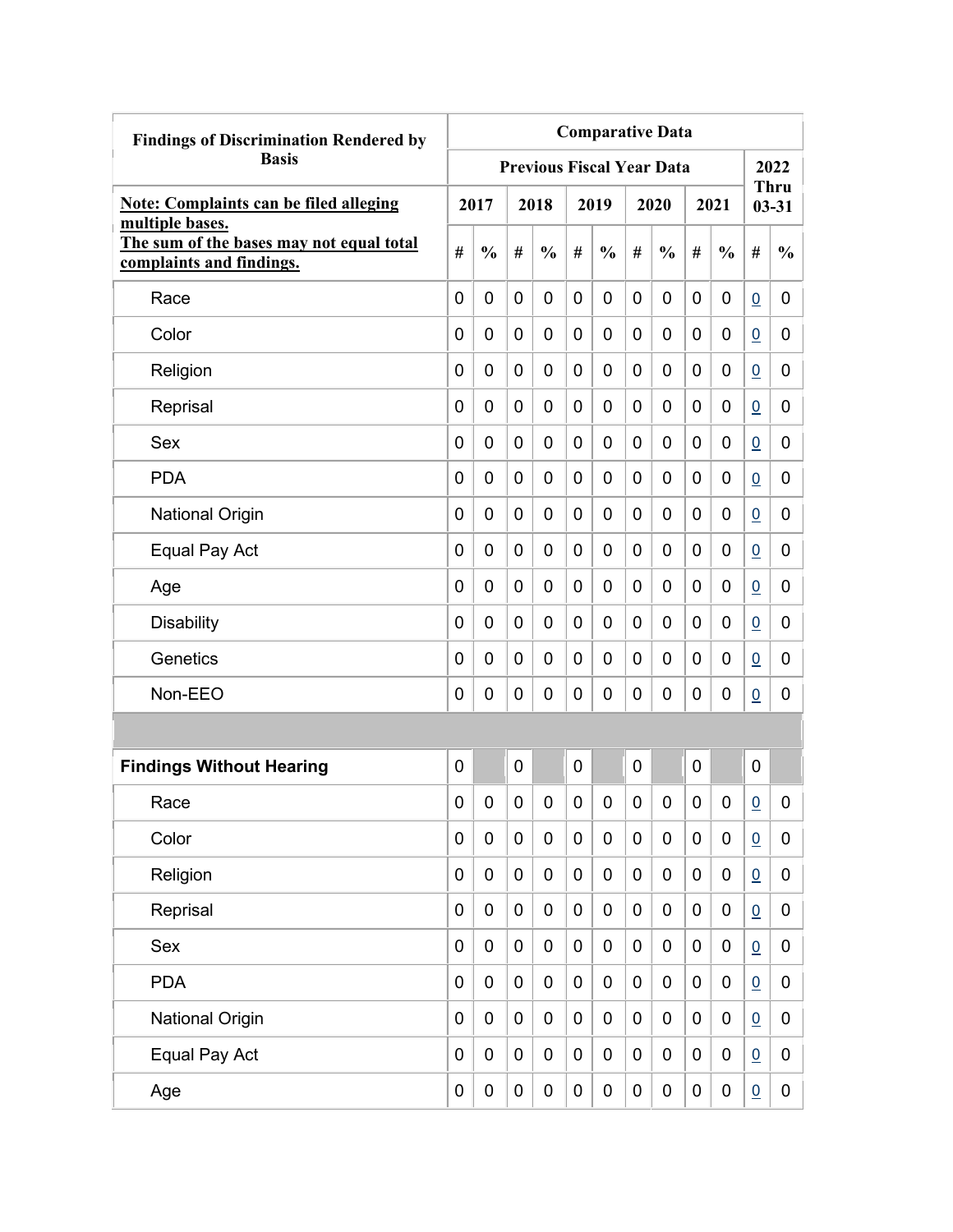| Findings of Discrimination Rendered by Basis | Comparative Data | | | | | | | | | | | |
|---|---|---|---|---|---|---|---|---|---|---|---|---|
| | Previous Fiscal Year Data | | | | | | | | | | 2022 Thru 03-31 | |
| **Note: Complaints can be filed alleging multiple bases. The sum of the bases may not equal total complaints and findings.** | 2017 | | 2018 | | 2019 | | 2020 | | 2021 | | | |
| | # | % | # | % | # | % | # | % | # | % | # | % |
| Race | 0 | 0 | 0 | 0 | 0 | 0 | 0 | 0 | 0 | 0 | 0 | 0 |
| Color | 0 | 0 | 0 | 0 | 0 | 0 | 0 | 0 | 0 | 0 | 0 | 0 |
| Religion | 0 | 0 | 0 | 0 | 0 | 0 | 0 | 0 | 0 | 0 | 0 | 0 |
| Reprisal | 0 | 0 | 0 | 0 | 0 | 0 | 0 | 0 | 0 | 0 | 0 | 0 |
| Sex | 0 | 0 | 0 | 0 | 0 | 0 | 0 | 0 | 0 | 0 | 0 | 0 |
| PDA | 0 | 0 | 0 | 0 | 0 | 0 | 0 | 0 | 0 | 0 | 0 | 0 |
| National Origin | 0 | 0 | 0 | 0 | 0 | 0 | 0 | 0 | 0 | 0 | 0 | 0 |
| Equal Pay Act | 0 | 0 | 0 | 0 | 0 | 0 | 0 | 0 | 0 | 0 | 0 | 0 |
| Age | 0 | 0 | 0 | 0 | 0 | 0 | 0 | 0 | 0 | 0 | 0 | 0 |
| Disability | 0 | 0 | 0 | 0 | 0 | 0 | 0 | 0 | 0 | 0 | 0 | 0 |
| Genetics | 0 | 0 | 0 | 0 | 0 | 0 | 0 | 0 | 0 | 0 | 0 | 0 |
| Non-EEO | 0 | 0 | 0 | 0 | 0 | 0 | 0 | 0 | 0 | 0 | 0 | 0 |
| | | | | | | | | | | | | |
| **Findings Without Hearing** | 0 | | 0 | | 0 | | 0 | | 0 | | 0 | |
| Race | 0 | 0 | 0 | 0 | 0 | 0 | 0 | 0 | 0 | 0 | 0 | 0 |
| Color | 0 | 0 | 0 | 0 | 0 | 0 | 0 | 0 | 0 | 0 | 0 | 0 |
| Religion | 0 | 0 | 0 | 0 | 0 | 0 | 0 | 0 | 0 | 0 | 0 | 0 |
| Reprisal | 0 | 0 | 0 | 0 | 0 | 0 | 0 | 0 | 0 | 0 | 0 | 0 |
| Sex | 0 | 0 | 0 | 0 | 0 | 0 | 0 | 0 | 0 | 0 | 0 | 0 |
| PDA | 0 | 0 | 0 | 0 | 0 | 0 | 0 | 0 | 0 | 0 | 0 | 0 |
| National Origin | 0 | 0 | 0 | 0 | 0 | 0 | 0 | 0 | 0 | 0 | 0 | 0 |
| Equal Pay Act | 0 | 0 | 0 | 0 | 0 | 0 | 0 | 0 | 0 | 0 | 0 | 0 |
| Age | 0 | 0 | 0 | 0 | 0 | 0 | 0 | 0 | 0 | 0 | 0 | 0 |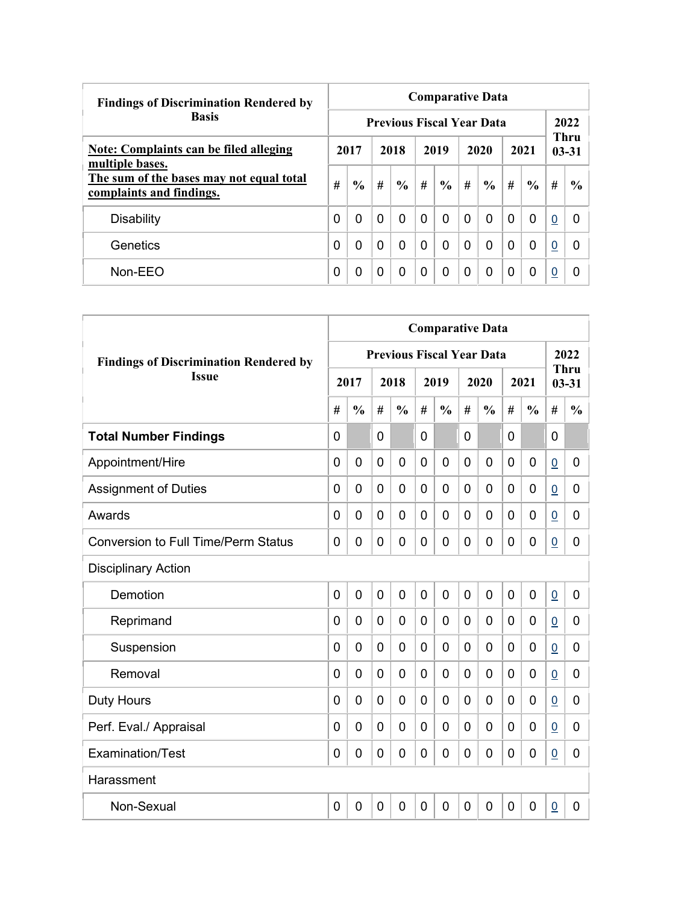| Findings of Discrimination Rendered by Basis | Comparative Data | | | | | | | | | | | |
|---|---|---|---|---|---|---|---|---|---|---|---|---|
| | Previous Fiscal Year Data | | | | | | | | | | 2022 Thru 03-31 | |
| **Note: Complaints can be filed alleging multiple bases. The sum of the bases may not equal total complaints and findings.** | 2017 | | 2018 | | 2019 | | 2020 | | 2021 | | | |
| | # | % | # | % | # | % | # | % | # | % | # | % |
| Disability | 0 | 0 | 0 | 0 | 0 | 0 | 0 | 0 | 0 | 0 | 0 | 0 |
| Genetics | 0 | 0 | 0 | 0 | 0 | 0 | 0 | 0 | 0 | 0 | 0 | 0 |
| Non-EEO | 0 | 0 | 0 | 0 | 0 | 0 | 0 | 0 | 0 | 0 | 0 | 0 |

| Findings of Discrimination Rendered by Issue | Comparative Data | | | | | | | | | | | |
|---|---|---|---|---|---|---|---|---|---|---|---|---|
| | Previous Fiscal Year Data | | | | | | | | | | 2022 Thru 03-31 | |
| | 2017 | | 2018 | | 2019 | | 2020 | | 2021 | | | |
| | # | % | # | % | # | % | # | % | # | % | # | % |
| **Total Number Findings** | 0 | | 0 | | 0 | | 0 | | 0 | | 0 | |
| Appointment/Hire | 0 | 0 | 0 | 0 | 0 | 0 | 0 | 0 | 0 | 0 | 0 | 0 |
| Assignment of Duties | 0 | 0 | 0 | 0 | 0 | 0 | 0 | 0 | 0 | 0 | 0 | 0 |
| Awards | 0 | 0 | 0 | 0 | 0 | 0 | 0 | 0 | 0 | 0 | 0 | 0 |
| Conversion to Full Time/Perm Status | 0 | 0 | 0 | 0 | 0 | 0 | 0 | 0 | 0 | 0 | 0 | 0 |
| Disciplinary Action | | | | | | | | | | | | |
| Demotion | 0 | 0 | 0 | 0 | 0 | 0 | 0 | 0 | 0 | 0 | 0 | 0 |
| Reprimand | 0 | 0 | 0 | 0 | 0 | 0 | 0 | 0 | 0 | 0 | 0 | 0 |
| Suspension | 0 | 0 | 0 | 0 | 0 | 0 | 0 | 0 | 0 | 0 | 0 | 0 |
| Removal | 0 | 0 | 0 | 0 | 0 | 0 | 0 | 0 | 0 | 0 | 0 | 0 |
| Duty Hours | 0 | 0 | 0 | 0 | 0 | 0 | 0 | 0 | 0 | 0 | 0 | 0 |
| Perf. Eval./ Appraisal | 0 | 0 | 0 | 0 | 0 | 0 | 0 | 0 | 0 | 0 | 0 | 0 |
| Examination/Test | 0 | 0 | 0 | 0 | 0 | 0 | 0 | 0 | 0 | 0 | 0 | 0 |
| Harassment | | | | | | | | | | | | |
| Non-Sexual | 0 | 0 | 0 | 0 | 0 | 0 | 0 | 0 | 0 | 0 | 0 | 0 |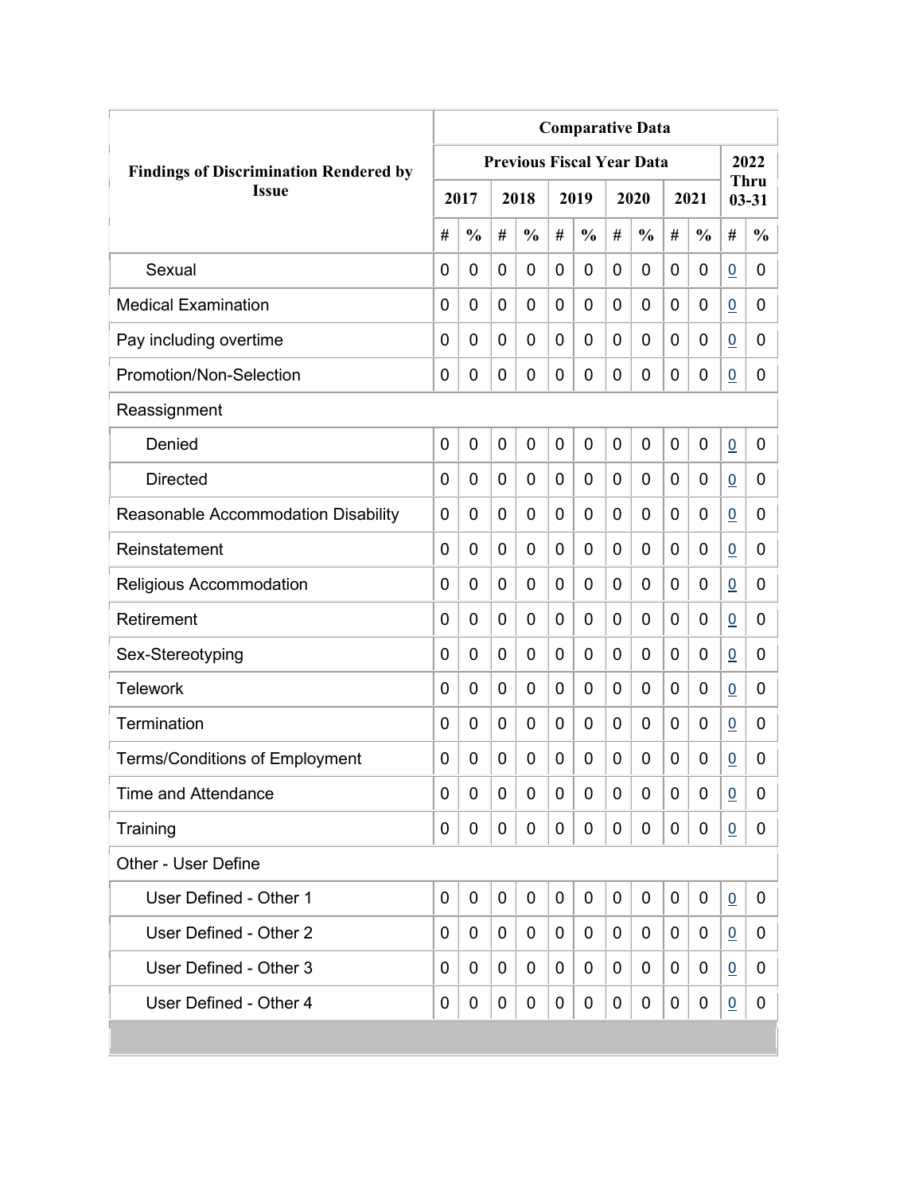| Findings of Discrimination Rendered by Issue | Comparative Data | | | | | | | | | | | |
|---|---|---|---|---|---|---|---|---|---|---|---|---|
| | Previous Fiscal Year Data | | | | | | | | | | 2022 Thru 03-31 | |
| | 2017 | | 2018 | | 2019 | | 2020 | | 2021 | | | |
| | # | % | # | % | # | % | # | % | # | % | # | % |
| Sexual | 0 | 0 | 0 | 0 | 0 | 0 | 0 | 0 | 0 | 0 | 0 | 0 |
| Medical Examination | 0 | 0 | 0 | 0 | 0 | 0 | 0 | 0 | 0 | 0 | 0 | 0 |
| Pay including overtime | 0 | 0 | 0 | 0 | 0 | 0 | 0 | 0 | 0 | 0 | 0 | 0 |
| Promotion/Non-Selection | 0 | 0 | 0 | 0 | 0 | 0 | 0 | 0 | 0 | 0 | 0 | 0 |
| Reassignment | | | | | | | | | | | | |
| Denied | 0 | 0 | 0 | 0 | 0 | 0 | 0 | 0 | 0 | 0 | 0 | 0 |
| Directed | 0 | 0 | 0 | 0 | 0 | 0 | 0 | 0 | 0 | 0 | 0 | 0 |
| Reasonable Accommodation Disability | 0 | 0 | 0 | 0 | 0 | 0 | 0 | 0 | 0 | 0 | 0 | 0 |
| Reinstatement | 0 | 0 | 0 | 0 | 0 | 0 | 0 | 0 | 0 | 0 | 0 | 0 |
| Religious Accommodation | 0 | 0 | 0 | 0 | 0 | 0 | 0 | 0 | 0 | 0 | 0 | 0 |
| Retirement | 0 | 0 | 0 | 0 | 0 | 0 | 0 | 0 | 0 | 0 | 0 | 0 |
| Sex-Stereotyping | 0 | 0 | 0 | 0 | 0 | 0 | 0 | 0 | 0 | 0 | 0 | 0 |
| Telework | 0 | 0 | 0 | 0 | 0 | 0 | 0 | 0 | 0 | 0 | 0 | 0 |
| Termination | 0 | 0 | 0 | 0 | 0 | 0 | 0 | 0 | 0 | 0 | 0 | 0 |
| Terms/Conditions of Employment | 0 | 0 | 0 | 0 | 0 | 0 | 0 | 0 | 0 | 0 | 0 | 0 |
| Time and Attendance | 0 | 0 | 0 | 0 | 0 | 0 | 0 | 0 | 0 | 0 | 0 | 0 |
| Training | 0 | 0 | 0 | 0 | 0 | 0 | 0 | 0 | 0 | 0 | 0 | 0 |
| Other - User Define | | | | | | | | | | | | |
| User Defined - Other 1 | 0 | 0 | 0 | 0 | 0 | 0 | 0 | 0 | 0 | 0 | 0 | 0 |
| User Defined - Other 2 | 0 | 0 | 0 | 0 | 0 | 0 | 0 | 0 | 0 | 0 | 0 | 0 |
| User Defined - Other 3 | 0 | 0 | 0 | 0 | 0 | 0 | 0 | 0 | 0 | 0 | 0 | 0 |
| User Defined - Other 4 | 0 | 0 | 0 | 0 | 0 | 0 | 0 | 0 | 0 | 0 | 0 | 0 |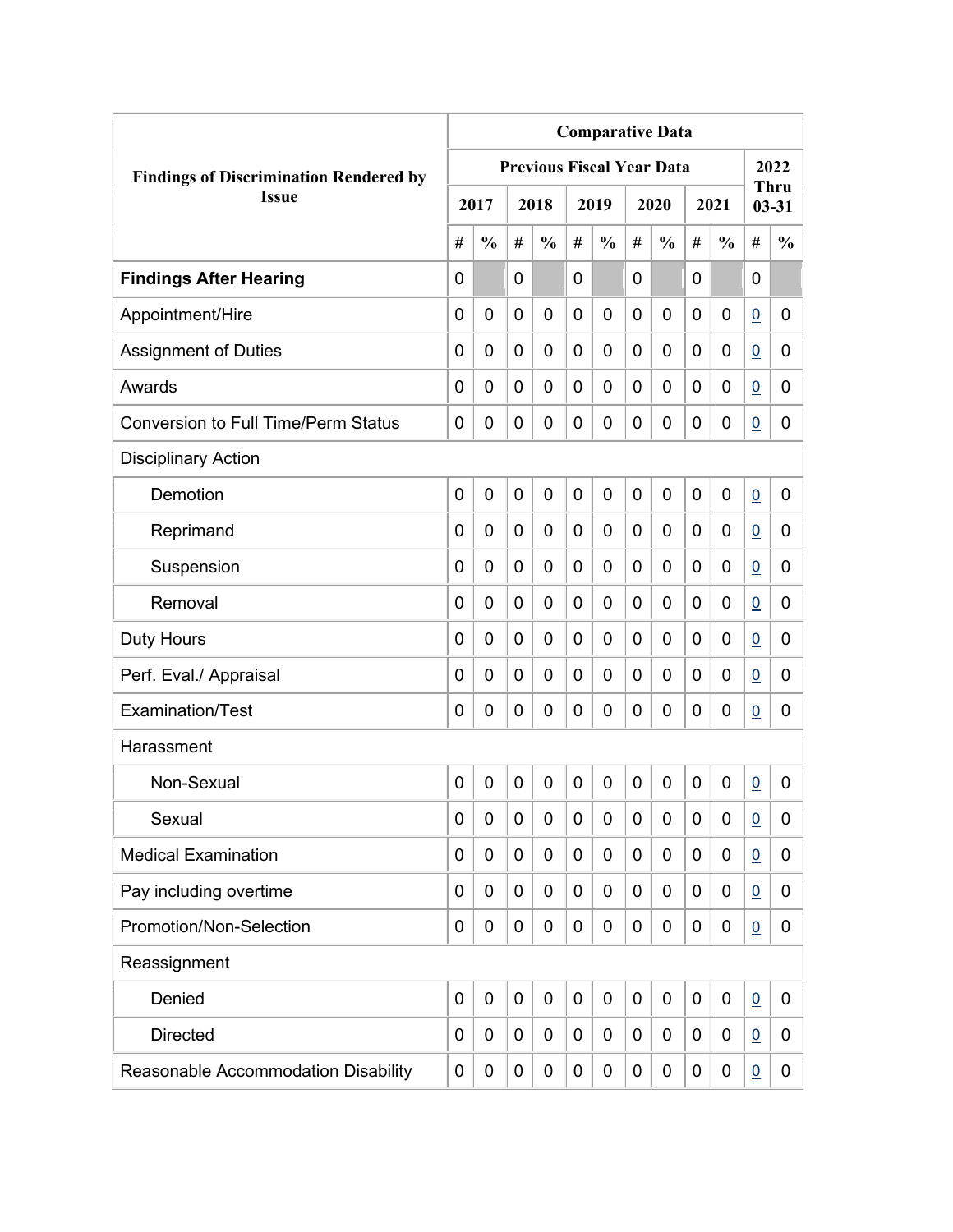| Findings of Discrimination Rendered by Issue | Comparative Data | | | | | | | | | | | |
|---|---|---|---|---|---|---|---|---|---|---|---|---|
| | Previous Fiscal Year Data | | | | | | | | | | 2022 Thru 03-31 | |
| | 2017 | | 2018 | | 2019 | | 2020 | | 2021 | | | |
| | # | % | # | % | # | % | # | % | # | % | # | % |
| **Findings After Hearing** | 0 | | 0 | | 0 | | 0 | | 0 | | 0 | |
| Appointment/Hire | 0 | 0 | 0 | 0 | 0 | 0 | 0 | 0 | 0 | 0 | 0 | 0 |
| Assignment of Duties | 0 | 0 | 0 | 0 | 0 | 0 | 0 | 0 | 0 | 0 | 0 | 0 |
| Awards | 0 | 0 | 0 | 0 | 0 | 0 | 0 | 0 | 0 | 0 | 0 | 0 |
| Conversion to Full Time/Perm Status | 0 | 0 | 0 | 0 | 0 | 0 | 0 | 0 | 0 | 0 | 0 | 0 |
| Disciplinary Action | | | | | | | | | | | | |
| Demotion | 0 | 0 | 0 | 0 | 0 | 0 | 0 | 0 | 0 | 0 | 0 | 0 |
| Reprimand | 0 | 0 | 0 | 0 | 0 | 0 | 0 | 0 | 0 | 0 | 0 | 0 |
| Suspension | 0 | 0 | 0 | 0 | 0 | 0 | 0 | 0 | 0 | 0 | 0 | 0 |
| Removal | 0 | 0 | 0 | 0 | 0 | 0 | 0 | 0 | 0 | 0 | 0 | 0 |
| Duty Hours | 0 | 0 | 0 | 0 | 0 | 0 | 0 | 0 | 0 | 0 | 0 | 0 |
| Perf. Eval./ Appraisal | 0 | 0 | 0 | 0 | 0 | 0 | 0 | 0 | 0 | 0 | 0 | 0 |
| Examination/Test | 0 | 0 | 0 | 0 | 0 | 0 | 0 | 0 | 0 | 0 | 0 | 0 |
| Harassment | | | | | | | | | | | | |
| Non-Sexual | 0 | 0 | 0 | 0 | 0 | 0 | 0 | 0 | 0 | 0 | 0 | 0 |
| Sexual | 0 | 0 | 0 | 0 | 0 | 0 | 0 | 0 | 0 | 0 | 0 | 0 |
| Medical Examination | 0 | 0 | 0 | 0 | 0 | 0 | 0 | 0 | 0 | 0 | 0 | 0 |
| Pay including overtime | 0 | 0 | 0 | 0 | 0 | 0 | 0 | 0 | 0 | 0 | 0 | 0 |
| Promotion/Non-Selection | 0 | 0 | 0 | 0 | 0 | 0 | 0 | 0 | 0 | 0 | 0 | 0 |
| Reassignment | | | | | | | | | | | | |
| Denied | 0 | 0 | 0 | 0 | 0 | 0 | 0 | 0 | 0 | 0 | 0 | 0 |
| Directed | 0 | 0 | 0 | 0 | 0 | 0 | 0 | 0 | 0 | 0 | 0 | 0 |
| Reasonable Accommodation Disability | 0 | 0 | 0 | 0 | 0 | 0 | 0 | 0 | 0 | 0 | 0 | 0 |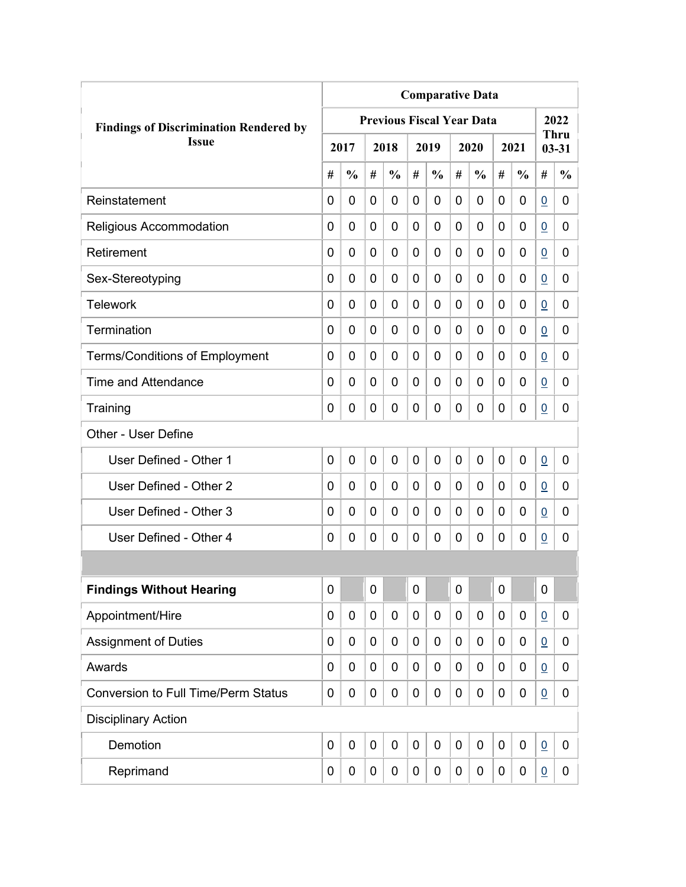| Findings of Discrimination Rendered by Issue | Comparative Data | | | | | | | | | | | |
|---|---|---|---|---|---|---|---|---|---|---|---|---|
| | Previous Fiscal Year Data | | | | | | | | | | 2022 Thru 03-31 | |
| | 2017 | | 2018 | | 2019 | | 2020 | | 2021 | | | |
| | # | % | # | % | # | % | # | % | # | % | # | % |
| Reinstatement | 0 | 0 | 0 | 0 | 0 | 0 | 0 | 0 | 0 | 0 | 0 | 0 |
| Religious Accommodation | 0 | 0 | 0 | 0 | 0 | 0 | 0 | 0 | 0 | 0 | 0 | 0 |
| Retirement | 0 | 0 | 0 | 0 | 0 | 0 | 0 | 0 | 0 | 0 | 0 | 0 |
| Sex-Stereotyping | 0 | 0 | 0 | 0 | 0 | 0 | 0 | 0 | 0 | 0 | 0 | 0 |
| Telework | 0 | 0 | 0 | 0 | 0 | 0 | 0 | 0 | 0 | 0 | 0 | 0 |
| Termination | 0 | 0 | 0 | 0 | 0 | 0 | 0 | 0 | 0 | 0 | 0 | 0 |
| Terms/Conditions of Employment | 0 | 0 | 0 | 0 | 0 | 0 | 0 | 0 | 0 | 0 | 0 | 0 |
| Time and Attendance | 0 | 0 | 0 | 0 | 0 | 0 | 0 | 0 | 0 | 0 | 0 | 0 |
| Training | 0 | 0 | 0 | 0 | 0 | 0 | 0 | 0 | 0 | 0 | 0 | 0 |
| Other - User Define | | | | | | | | | | | | |
| User Defined - Other 1 | 0 | 0 | 0 | 0 | 0 | 0 | 0 | 0 | 0 | 0 | 0 | 0 |
| User Defined - Other 2 | 0 | 0 | 0 | 0 | 0 | 0 | 0 | 0 | 0 | 0 | 0 | 0 |
| User Defined - Other 3 | 0 | 0 | 0 | 0 | 0 | 0 | 0 | 0 | 0 | 0 | 0 | 0 |
| User Defined - Other 4 | 0 | 0 | 0 | 0 | 0 | 0 | 0 | 0 | 0 | 0 | 0 | 0 |
| | | | | | | | | | | | | |
| **Findings Without Hearing** | 0 | | 0 | | 0 | | 0 | | 0 | | 0 | |
| Appointment/Hire | 0 | 0 | 0 | 0 | 0 | 0 | 0 | 0 | 0 | 0 | 0 | 0 |
| Assignment of Duties | 0 | 0 | 0 | 0 | 0 | 0 | 0 | 0 | 0 | 0 | 0 | 0 |
| Awards | 0 | 0 | 0 | 0 | 0 | 0 | 0 | 0 | 0 | 0 | 0 | 0 |
| Conversion to Full Time/Perm Status | 0 | 0 | 0 | 0 | 0 | 0 | 0 | 0 | 0 | 0 | 0 | 0 |
| Disciplinary Action | | | | | | | | | | | | |
| Demotion | 0 | 0 | 0 | 0 | 0 | 0 | 0 | 0 | 0 | 0 | 0 | 0 |
| Reprimand | 0 | 0 | 0 | 0 | 0 | 0 | 0 | 0 | 0 | 0 | 0 | 0 |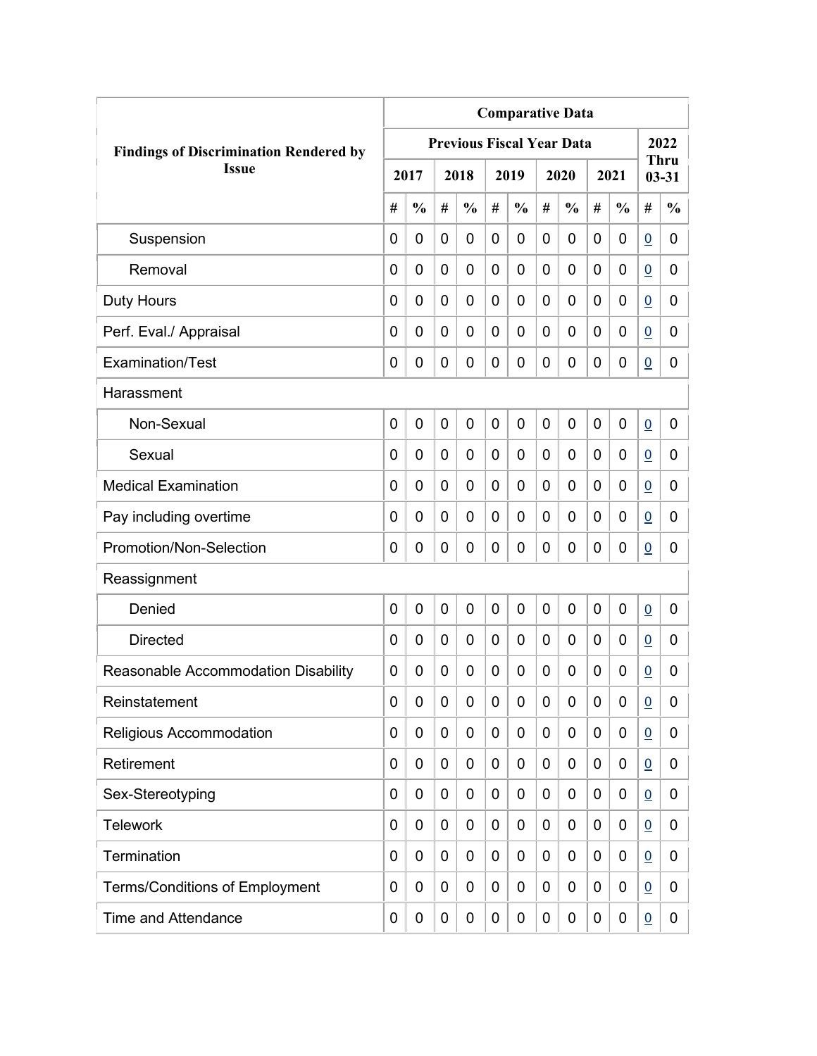| Findings of Discrimination Rendered by Issue | Comparative Data | | | | | | | | | | | |
|---|---|---|---|---|---|---|---|---|---|---|---|---|
| | Previous Fiscal Year Data | | | | | | | | | | 2022 Thru 03-31 | |
| | 2017 | | 2018 | | 2019 | | 2020 | | 2021 | | | |
| | # | % | # | % | # | % | # | % | # | % | # | % |
| Suspension | 0 | 0 | 0 | 0 | 0 | 0 | 0 | 0 | 0 | 0 | 0 | 0 |
| Removal | 0 | 0 | 0 | 0 | 0 | 0 | 0 | 0 | 0 | 0 | 0 | 0 |
| Duty Hours | 0 | 0 | 0 | 0 | 0 | 0 | 0 | 0 | 0 | 0 | 0 | 0 |
| Perf. Eval./ Appraisal | 0 | 0 | 0 | 0 | 0 | 0 | 0 | 0 | 0 | 0 | 0 | 0 |
| Examination/Test | 0 | 0 | 0 | 0 | 0 | 0 | 0 | 0 | 0 | 0 | 0 | 0 |
| Harassment | | | | | | | | | | | | |
| Non-Sexual | 0 | 0 | 0 | 0 | 0 | 0 | 0 | 0 | 0 | 0 | 0 | 0 |
| Sexual | 0 | 0 | 0 | 0 | 0 | 0 | 0 | 0 | 0 | 0 | 0 | 0 |
| Medical Examination | 0 | 0 | 0 | 0 | 0 | 0 | 0 | 0 | 0 | 0 | 0 | 0 |
| Pay including overtime | 0 | 0 | 0 | 0 | 0 | 0 | 0 | 0 | 0 | 0 | 0 | 0 |
| Promotion/Non-Selection | 0 | 0 | 0 | 0 | 0 | 0 | 0 | 0 | 0 | 0 | 0 | 0 |
| Reassignment | | | | | | | | | | | | |
| Denied | 0 | 0 | 0 | 0 | 0 | 0 | 0 | 0 | 0 | 0 | 0 | 0 |
| Directed | 0 | 0 | 0 | 0 | 0 | 0 | 0 | 0 | 0 | 0 | 0 | 0 |
| Reasonable Accommodation Disability | 0 | 0 | 0 | 0 | 0 | 0 | 0 | 0 | 0 | 0 | 0 | 0 |
| Reinstatement | 0 | 0 | 0 | 0 | 0 | 0 | 0 | 0 | 0 | 0 | 0 | 0 |
| Religious Accommodation | 0 | 0 | 0 | 0 | 0 | 0 | 0 | 0 | 0 | 0 | 0 | 0 |
| Retirement | 0 | 0 | 0 | 0 | 0 | 0 | 0 | 0 | 0 | 0 | 0 | 0 |
| Sex-Stereotyping | 0 | 0 | 0 | 0 | 0 | 0 | 0 | 0 | 0 | 0 | 0 | 0 |
| Telework | 0 | 0 | 0 | 0 | 0 | 0 | 0 | 0 | 0 | 0 | 0 | 0 |
| Termination | 0 | 0 | 0 | 0 | 0 | 0 | 0 | 0 | 0 | 0 | 0 | 0 |
| Terms/Conditions of Employment | 0 | 0 | 0 | 0 | 0 | 0 | 0 | 0 | 0 | 0 | 0 | 0 |
| Time and Attendance | 0 | 0 | 0 | 0 | 0 | 0 | 0 | 0 | 0 | 0 | 0 | 0 |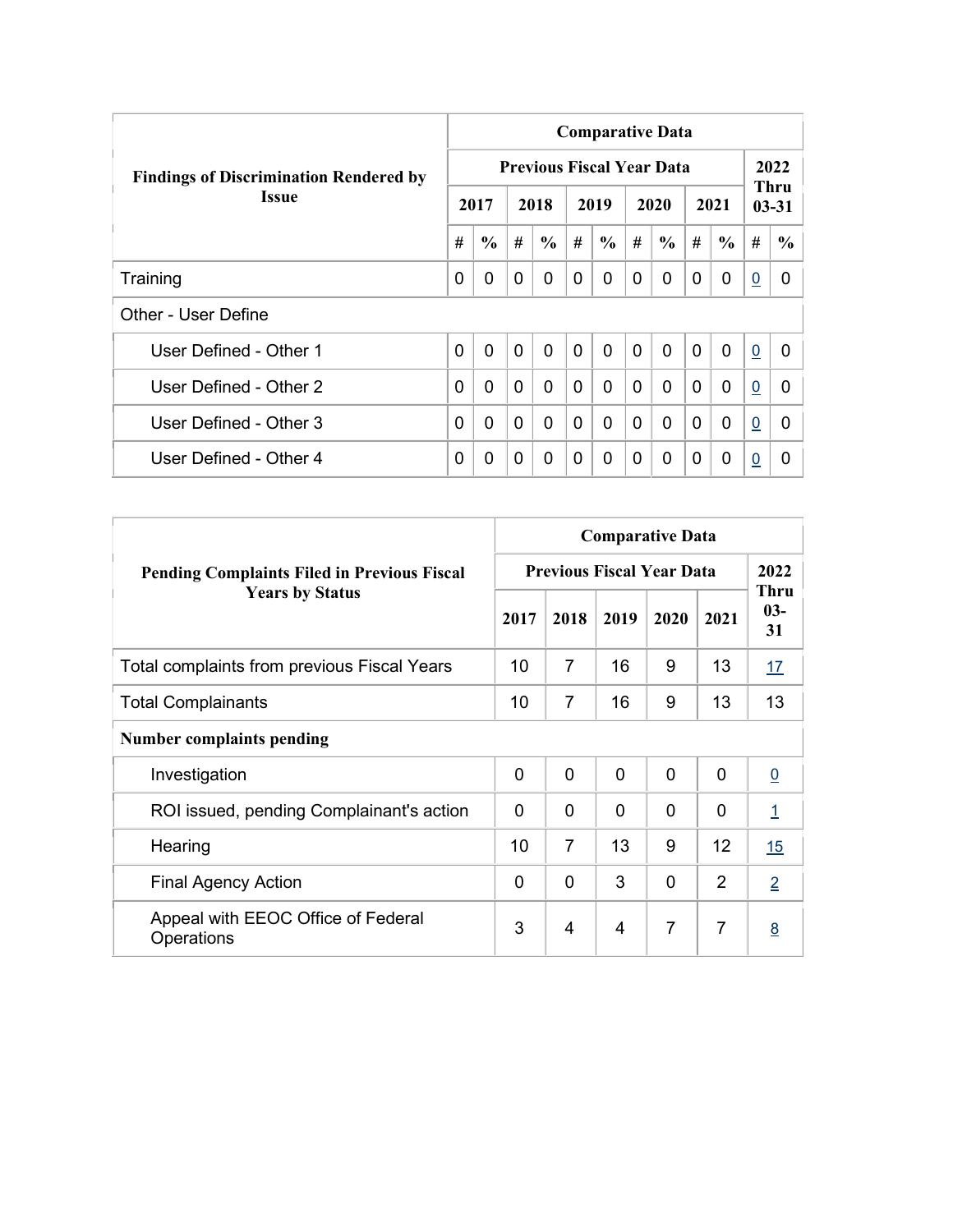| Findings of Discrimination Rendered by Issue | Comparative Data | | | | | | | | | | | |
|---|---|---|---|---|---|---|---|---|---|---|---|---|
| | Previous Fiscal Year Data | | | | | | | | | | 2022 Thru 03-31 | |
| | 2017 | | 2018 | | 2019 | | 2020 | | 2021 | | | |
| | # | % | # | % | # | % | # | % | # | % | # | % |
| Training | 0 | 0 | 0 | 0 | 0 | 0 | 0 | 0 | 0 | 0 | 0 | 0 |
| Other - User Define | | | | | | | | | | | | |
| User Defined - Other 1 | 0 | 0 | 0 | 0 | 0 | 0 | 0 | 0 | 0 | 0 | 0 | 0 |
| User Defined - Other 2 | 0 | 0 | 0 | 0 | 0 | 0 | 0 | 0 | 0 | 0 | 0 | 0 |
| User Defined - Other 3 | 0 | 0 | 0 | 0 | 0 | 0 | 0 | 0 | 0 | 0 | 0 | 0 |
| User Defined - Other 4 | 0 | 0 | 0 | 0 | 0 | 0 | 0 | 0 | 0 | 0 | 0 | 0 |

| Pending Complaints Filed in Previous Fiscal Years by Status | Comparative Data | | | | | |
|---|---|---|---|---|---|---|
| | Previous Fiscal Year Data | | | | | 2022 Thru 03-31 |
| | 2017 | 2018 | 2019 | 2020 | 2021 | |
| Total complaints from previous Fiscal Years | 10 | 7 | 16 | 9 | 13 | 17 |
| Total Complainants | 10 | 7 | 16 | 9 | 13 | 13 |
| **Number complaints pending** | | | | | | |
| Investigation | 0 | 0 | 0 | 0 | 0 | 0 |
| ROI issued, pending Complainant's action | 0 | 0 | 0 | 0 | 0 | 1 |
| Hearing | 10 | 7 | 13 | 9 | 12 | 15 |
| Final Agency Action | 0 | 0 | 3 | 0 | 2 | 2 |
| Appeal with EEOC Office of Federal Operations | 3 | 4 | 4 | 7 | 7 | 8 |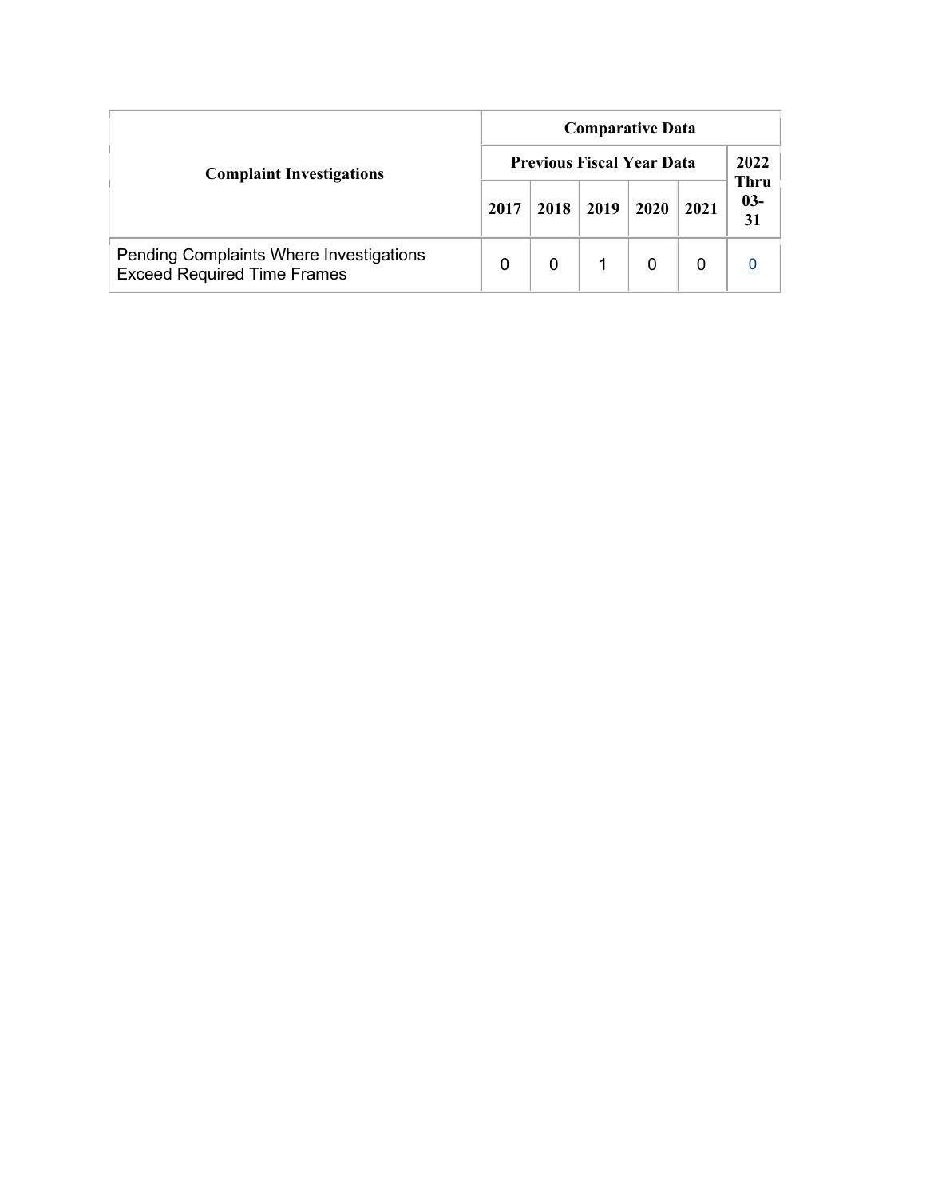| Complaint Investigations | Comparative Data | | | | | |
|---|---|---|---|---|---|---|
| | Previous Fiscal Year Data | | | | | 2022 Thru 03-31 |
| | 2017 | 2018 | 2019 | 2020 | 2021 | |
| Pending Complaints Where Investigations Exceed Required Time Frames | 0 | 0 | 1 | 0 | 0 | 0 |